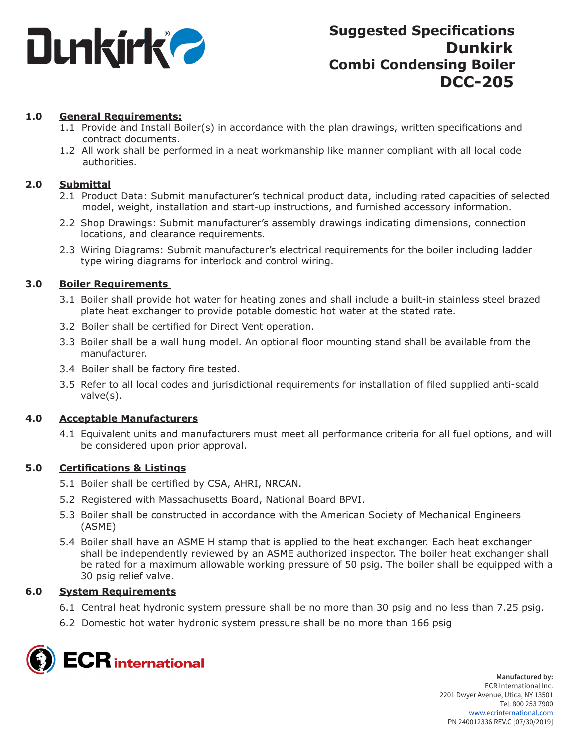# Suggested Specifications Dunkirk Combi Condensing Boiler DCC-205

## 1.0 General Requirements:

1.1 Provide and Install Boiler(s) in accordance with the plan drawings, written specifications and contract documents.

1.2 All work shall be performed in a neat workmanship like manner compliant with all local code authorities.

## 2.0 Submittal

2.1 Product Data: Submit manufacturer's technical product data, including rated capacities of selected model, weight, installation and start-up instructions, and furnished accessory information.

2.2 Shop Drawings: Submit manufacturer's assembly drawings indicating dimensions, connection locations, and clearance requirements.

2.3 Wiring Diagrams: Submit manufacturer's electrical requirements for the boiler including ladder type wiring diagrams for interlock and control wiring.

## 3.0 Boiler Requirements

3.1 Boiler shall provide hot water for heating zones and shall include a built-in stainless steel brazed plate heat exchanger to provide potable domestic hot water at the stated rate.

3.2 Boiler shall be certified for Direct Vent operation.

3.3 Boiler shall be a wall hung model. An optional floor mounting stand shall be available from the manufacturer.

3.4 Boiler shall be factory fire tested.

3.5 Refer to all local codes and jurisdictional requirements for installation of filed supplied anti-scald valve(s).

## 4.0 Acceptable Manufacturers

4.1 Equivalent units and manufacturers must meet all performance criteria for all fuel options, and will be considered upon prior approval.

## 5.0 Certifications & Listings

5.1 Boiler shall be certified by CSA, AHRI, NRCAN.

5.2 Registered with Massachusetts Board, National Board BPVI.

5.3 Boiler shall be constructed in accordance with the American Society of Mechanical Engineers (ASME)

5.4 Boiler shall have an ASME H stamp that is applied to the heat exchanger. Each heat exchanger shall be independently reviewed by an ASME authorized inspector. The boiler heat exchanger shall be rated for a maximum allowable working pressure of 50 psig. The boiler shall be equipped with a 30 psig relief valve.

## 6.0 System Requirements

6.1 Central heat hydronic system pressure shall be no more than 30 psig and no less than 7.25 psig.

6.2 Domestic hot water hydronic system pressure shall be no more than 166 psig

**Manufactured by:**
ECR International Inc.
2201 Dwyer Avenue, Utica, NY 13501
Tel. 800 253 7900
www.ecrinternational.com
PN 240012336 REV.C [07/30/2019]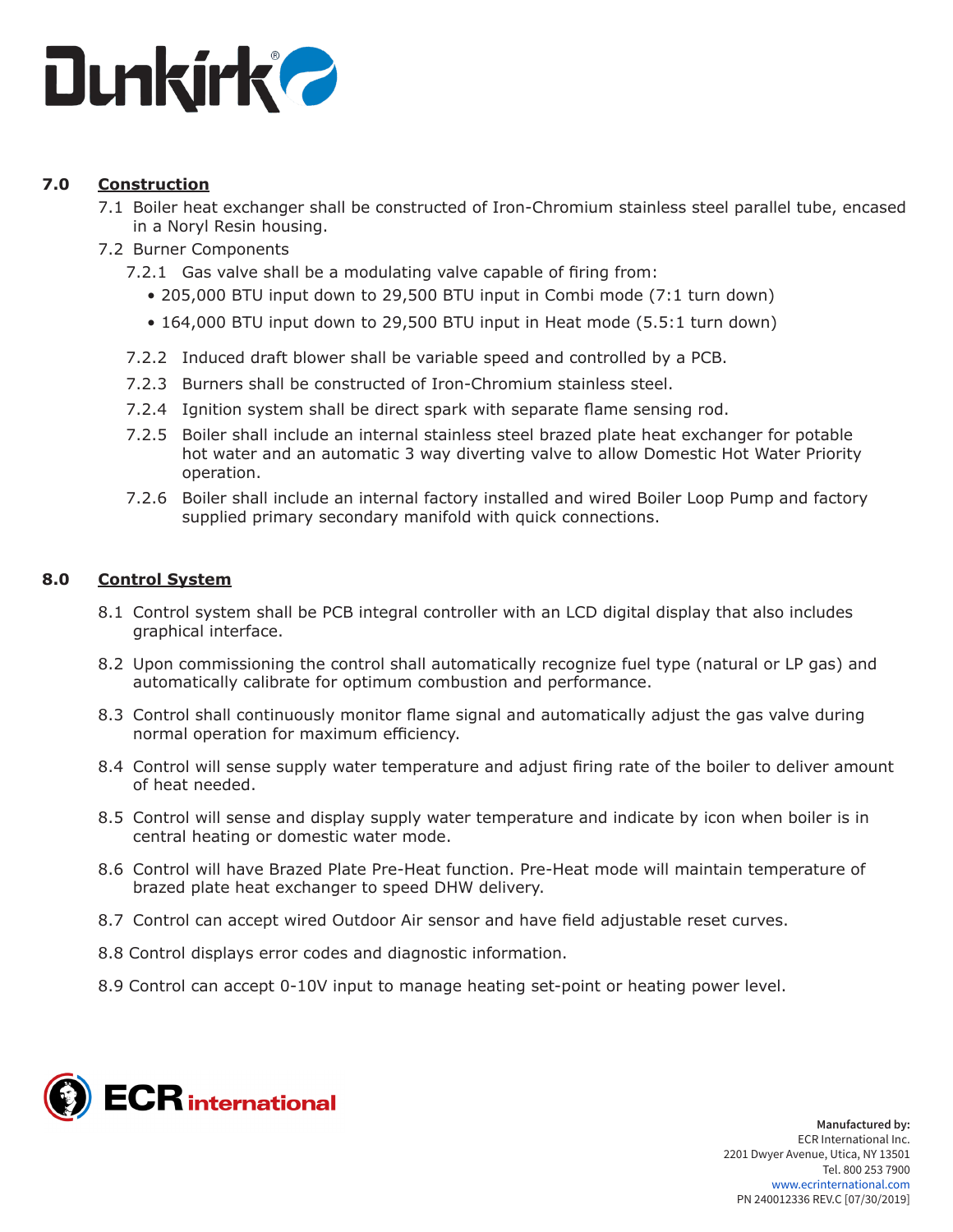## 7.0 Construction

7.1 Boiler heat exchanger shall be constructed of Iron-Chromium stainless steel parallel tube, encased in a Noryl Resin housing.

7.2 Burner Components

7.2.1 Gas valve shall be a modulating valve capable of firing from:

- 205,000 BTU input down to 29,500 BTU input in Combi mode (7:1 turn down)
- 164,000 BTU input down to 29,500 BTU input in Heat mode (5.5:1 turn down)

7.2.2 Induced draft blower shall be variable speed and controlled by a PCB.

7.2.3 Burners shall be constructed of Iron-Chromium stainless steel.

7.2.4 Ignition system shall be direct spark with separate flame sensing rod.

7.2.5 Boiler shall include an internal stainless steel brazed plate heat exchanger for potable hot water and an automatic 3 way diverting valve to allow Domestic Hot Water Priority operation.

7.2.6 Boiler shall include an internal factory installed and wired Boiler Loop Pump and factory supplied primary secondary manifold with quick connections.

## 8.0 Control System

8.1 Control system shall be PCB integral controller with an LCD digital display that also includes graphical interface.

8.2 Upon commissioning the control shall automatically recognize fuel type (natural or LP gas) and automatically calibrate for optimum combustion and performance.

8.3 Control shall continuously monitor flame signal and automatically adjust the gas valve during normal operation for maximum efficiency.

8.4 Control will sense supply water temperature and adjust firing rate of the boiler to deliver amount of heat needed.

8.5 Control will sense and display supply water temperature and indicate by icon when boiler is in central heating or domestic water mode.

8.6 Control will have Brazed Plate Pre-Heat function. Pre-Heat mode will maintain temperature of brazed plate heat exchanger to speed DHW delivery.

8.7 Control can accept wired Outdoor Air sensor and have field adjustable reset curves.

8.8 Control displays error codes and diagnostic information.

8.9 Control can accept 0-10V input to manage heating set-point or heating power level.

**Manufactured by:**
ECR International Inc.
2201 Dwyer Avenue, Utica, NY 13501
Tel. 800 253 7900
www.ecrinternational.com
PN 240012336 REV.C [07/30/2019]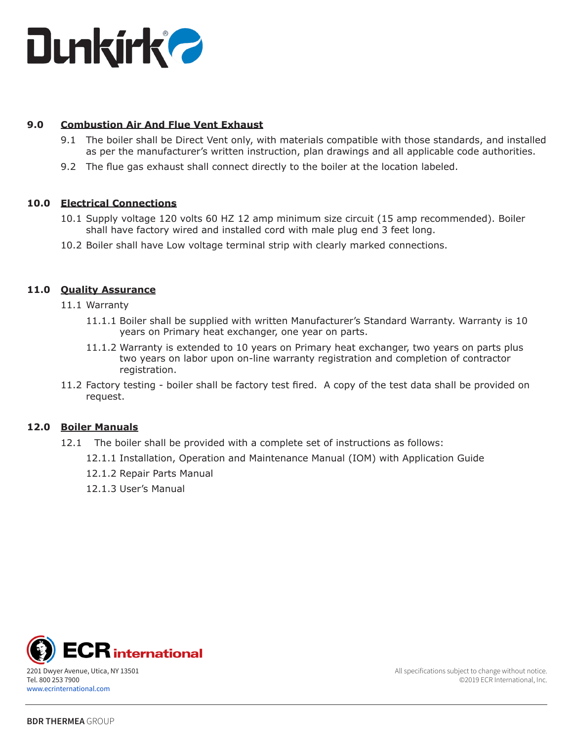## 9.0 Combustion Air And Flue Vent Exhaust

9.1 The boiler shall be Direct Vent only, with materials compatible with those standards, and installed as per the manufacturer's written instruction, plan drawings and all applicable code authorities.

9.2 The flue gas exhaust shall connect directly to the boiler at the location labeled.

## 10.0 Electrical Connections

10.1 Supply voltage 120 volts 60 HZ 12 amp minimum size circuit (15 amp recommended). Boiler shall have factory wired and installed cord with male plug end 3 feet long.

10.2 Boiler shall have Low voltage terminal strip with clearly marked connections.

## 11.0 Quality Assurance

11.1 Warranty

11.1.1 Boiler shall be supplied with written Manufacturer's Standard Warranty. Warranty is 10 years on Primary heat exchanger, one year on parts.

11.1.2 Warranty is extended to 10 years on Primary heat exchanger, two years on parts plus two years on labor upon on-line warranty registration and completion of contractor registration.

11.2 Factory testing - boiler shall be factory test fired. A copy of the test data shall be provided on request.

## 12.0 Boiler Manuals

12.1 The boiler shall be provided with a complete set of instructions as follows:

12.1.1 Installation, Operation and Maintenance Manual (IOM) with Application Guide

12.1.2 Repair Parts Manual

12.1.3 User's Manual

ECR international
2201 Dwyer Avenue, Utica, NY 13501
Tel. 800 253 7900
www.ecrinternational.com

All specifications subject to change without notice.
©2019 ECR International, Inc.

BDR THERMEA GROUP